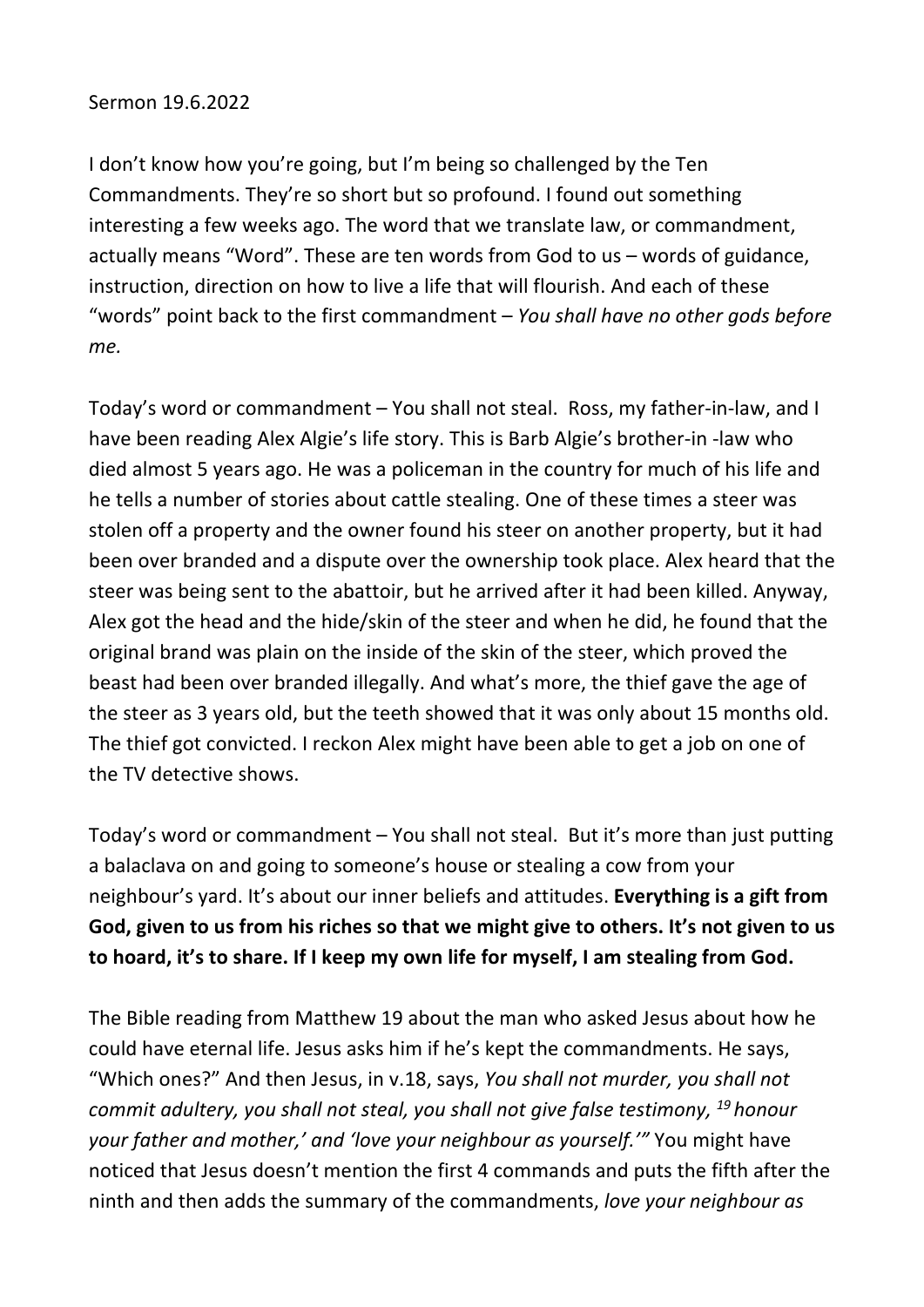Sermon 19.6.2022

I don't know how you're going, but I'm being so challenged by the Ten Commandments. They're so short but so profound. I found out something interesting a few weeks ago. The word that we translate law, or commandment, actually means "Word". These are ten words from God to us – words of guidance, instruction, direction on how to live a life that will flourish. And each of these "words" point back to the first commandment – *You shall have no other gods before me.*

Today's word or commandment – You shall not steal. Ross, my father-in-law, and I have been reading Alex Algie's life story. This is Barb Algie's brother-in -law who died almost 5 years ago. He was a policeman in the country for much of his life and he tells a number of stories about cattle stealing. One of these times a steer was stolen off a property and the owner found his steer on another property, but it had been over branded and a dispute over the ownership took place. Alex heard that the steer was being sent to the abattoir, but he arrived after it had been killed. Anyway, Alex got the head and the hide/skin of the steer and when he did, he found that the original brand was plain on the inside of the skin of the steer, which proved the beast had been over branded illegally. And what's more, the thief gave the age of the steer as 3 years old, but the teeth showed that it was only about 15 months old. The thief got convicted. I reckon Alex might have been able to get a job on one of the TV detective shows.

Today's word or commandment – You shall not steal. But it's more than just putting a balaclava on and going to someone's house or stealing a cow from your neighbour's yard. It's about our inner beliefs and attitudes. **Everything is a gift from God, given to us from his riches so that we might give to others. It's not given to us to hoard, it's to share. If I keep my own life for myself, I am stealing from God.**

The Bible reading from Matthew 19 about the man who asked Jesus about how he could have eternal life. Jesus asks him if he's kept the commandments. He says, "Which ones?" And then Jesus, in v.18, says, *You shall not murder, you shall not commit adultery, you shall not steal, you shall not give false testimony,* [19] *honour your father and mother,' and 'love your neighbour as yourself.'"* You might have noticed that Jesus doesn't mention the first 4 commands and puts the fifth after the ninth and then adds the summary of the commandments, *love your neighbour as*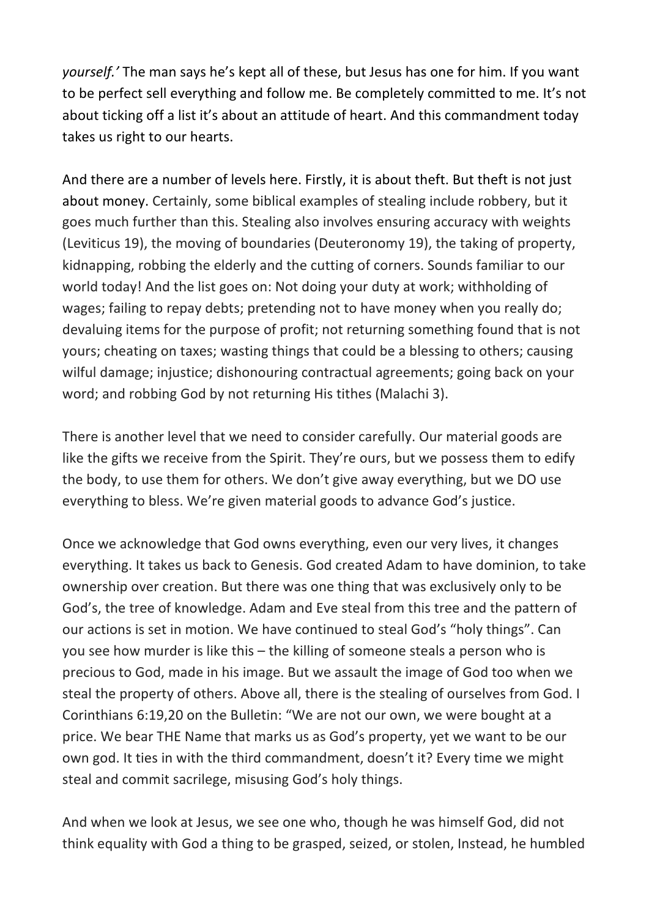*yourself.'* The man says he's kept all of these, but Jesus has one for him. If you want to be perfect sell everything and follow me. Be completely committed to me. It's not about ticking off a list it's about an attitude of heart. And this commandment today takes us right to our hearts.

And there are a number of levels here. Firstly, it is about theft. But theft is not just about money. Certainly, some biblical examples of stealing include robbery, but it goes much further than this. Stealing also involves ensuring accuracy with weights (Leviticus 19), the moving of boundaries (Deuteronomy 19), the taking of property, kidnapping, robbing the elderly and the cutting of corners. Sounds familiar to our world today! And the list goes on: Not doing your duty at work; withholding of wages; failing to repay debts; pretending not to have money when you really do; devaluing items for the purpose of profit; not returning something found that is not yours; cheating on taxes; wasting things that could be a blessing to others; causing wilful damage; injustice; dishonouring contractual agreements; going back on your word; and robbing God by not returning His tithes (Malachi 3).

There is another level that we need to consider carefully. Our material goods are like the gifts we receive from the Spirit. They're ours, but we possess them to edify the body, to use them for others. We don't give away everything, but we DO use everything to bless. We're given material goods to advance God's justice.

Once we acknowledge that God owns everything, even our very lives, it changes everything. It takes us back to Genesis. God created Adam to have dominion, to take ownership over creation. But there was one thing that was exclusively only to be God's, the tree of knowledge. Adam and Eve steal from this tree and the pattern of our actions is set in motion. We have continued to steal God's "holy things". Can you see how murder is like this – the killing of someone steals a person who is precious to God, made in his image. But we assault the image of God too when we steal the property of others. Above all, there is the stealing of ourselves from God. I Corinthians 6:19,20 on the Bulletin: "We are not our own, we were bought at a price. We bear THE Name that marks us as God's property, yet we want to be our own god. It ties in with the third commandment, doesn't it? Every time we might steal and commit sacrilege, misusing God's holy things.

And when we look at Jesus, we see one who, though he was himself God, did not think equality with God a thing to be grasped, seized, or stolen, Instead, he humbled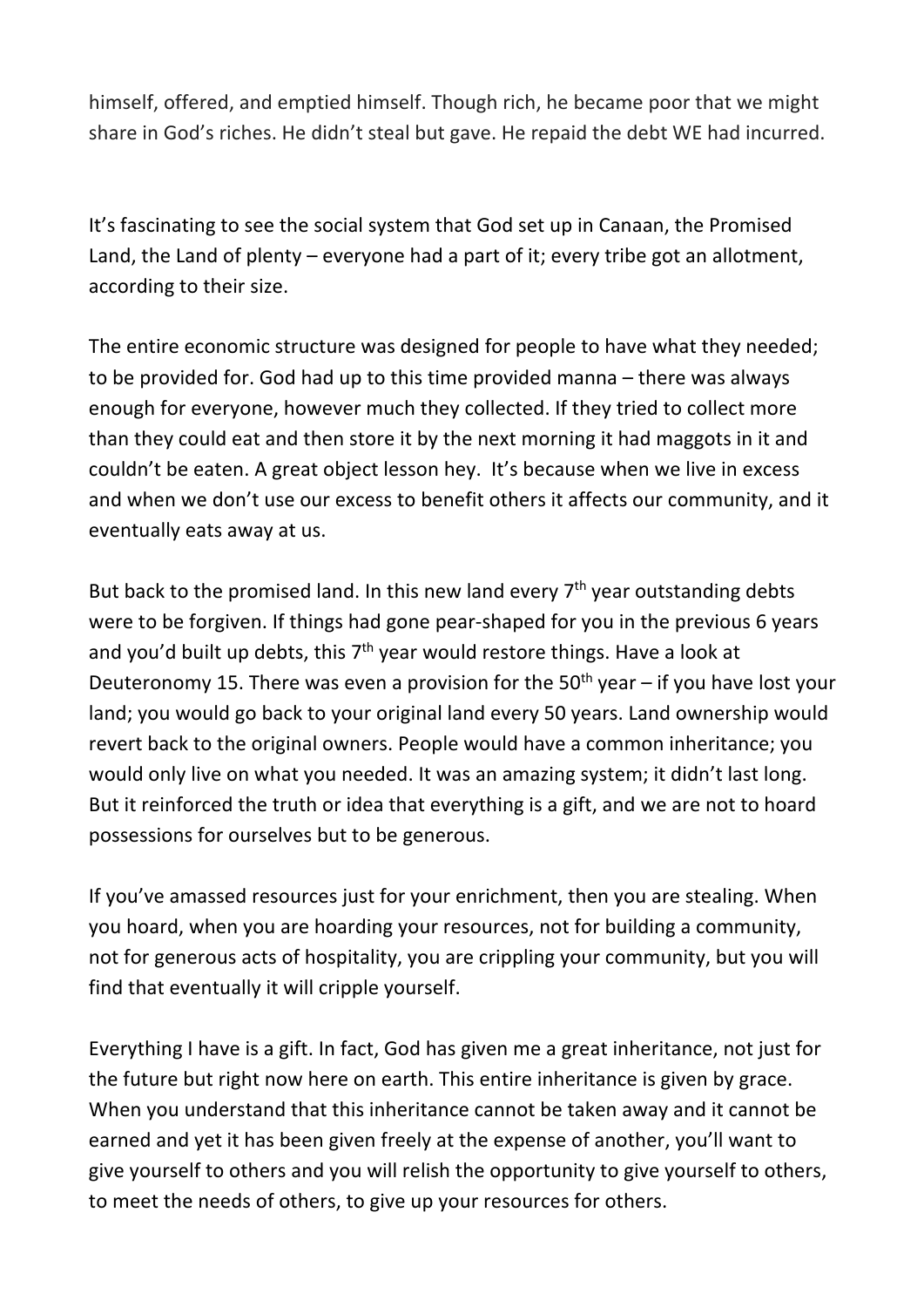himself, offered, and emptied himself. Though rich, he became poor that we might share in God's riches. He didn't steal but gave. He repaid the debt WE had incurred.

It's fascinating to see the social system that God set up in Canaan, the Promised Land, the Land of plenty – everyone had a part of it; every tribe got an allotment, according to their size.

The entire economic structure was designed for people to have what they needed; to be provided for. God had up to this time provided manna – there was always enough for everyone, however much they collected. If they tried to collect more than they could eat and then store it by the next morning it had maggots in it and couldn't be eaten. A great object lesson hey. It's because when we live in excess and when we don't use our excess to benefit others it affects our community, and it eventually eats away at us.

But back to the promised land. In this new land every 7th year outstanding debts were to be forgiven. If things had gone pear-shaped for you in the previous 6 years and you'd built up debts, this 7th year would restore things. Have a look at Deuteronomy 15. There was even a provision for the 50th year – if you have lost your land; you would go back to your original land every 50 years. Land ownership would revert back to the original owners. People would have a common inheritance; you would only live on what you needed. It was an amazing system; it didn't last long. But it reinforced the truth or idea that everything is a gift, and we are not to hoard possessions for ourselves but to be generous.

If you've amassed resources just for your enrichment, then you are stealing. When you hoard, when you are hoarding your resources, not for building a community, not for generous acts of hospitality, you are crippling your community, but you will find that eventually it will cripple yourself.

Everything I have is a gift. In fact, God has given me a great inheritance, not just for the future but right now here on earth. This entire inheritance is given by grace. When you understand that this inheritance cannot be taken away and it cannot be earned and yet it has been given freely at the expense of another, you'll want to give yourself to others and you will relish the opportunity to give yourself to others, to meet the needs of others, to give up your resources for others.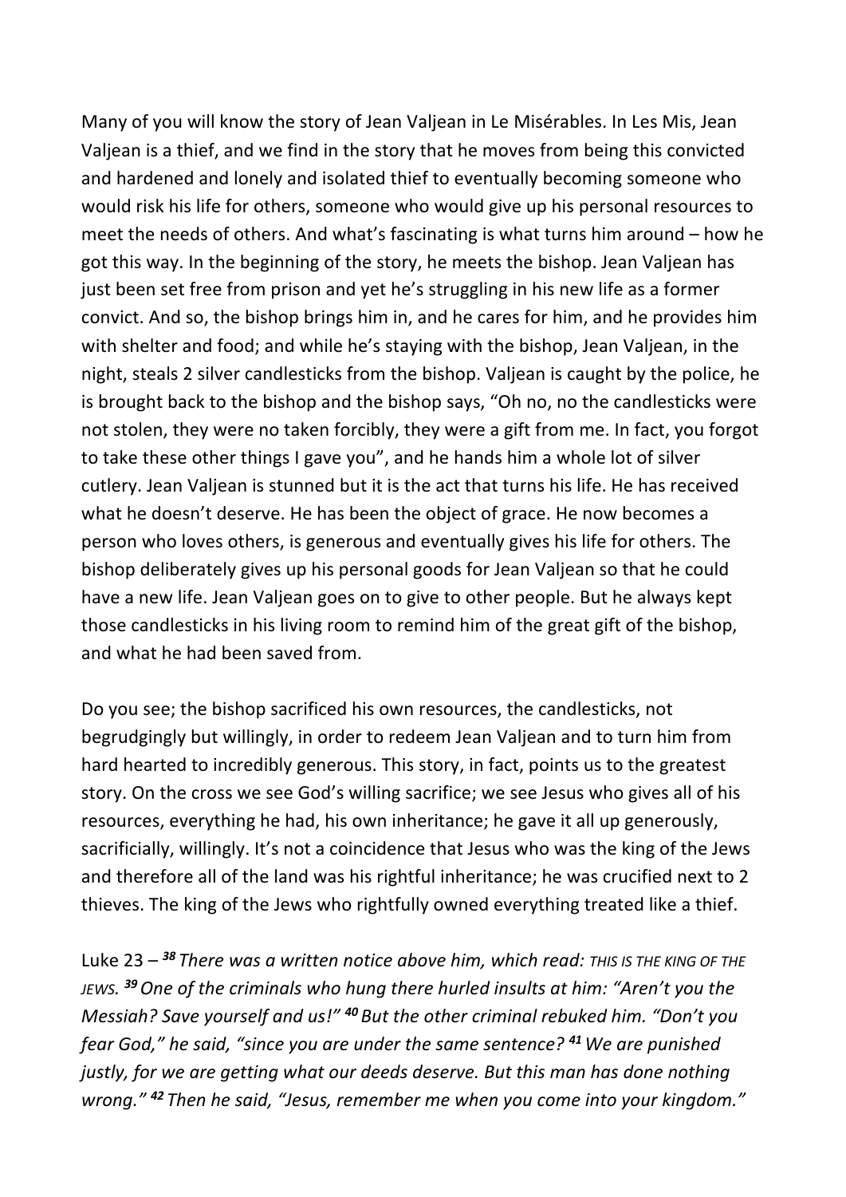Many of you will know the story of Jean Valjean in Le Misérables. In Les Mis, Jean Valjean is a thief, and we find in the story that he moves from being this convicted and hardened and lonely and isolated thief to eventually becoming someone who would risk his life for others, someone who would give up his personal resources to meet the needs of others. And what's fascinating is what turns him around – how he got this way. In the beginning of the story, he meets the bishop. Jean Valjean has just been set free from prison and yet he's struggling in his new life as a former convict. And so, the bishop brings him in, and he cares for him, and he provides him with shelter and food; and while he's staying with the bishop, Jean Valjean, in the night, steals 2 silver candlesticks from the bishop. Valjean is caught by the police, he is brought back to the bishop and the bishop says, "Oh no, no the candlesticks were not stolen, they were no taken forcibly, they were a gift from me. In fact, you forgot to take these other things I gave you", and he hands him a whole lot of silver cutlery. Jean Valjean is stunned but it is the act that turns his life. He has received what he doesn't deserve. He has been the object of grace. He now becomes a person who loves others, is generous and eventually gives his life for others. The bishop deliberately gives up his personal goods for Jean Valjean so that he could have a new life. Jean Valjean goes on to give to other people. But he always kept those candlesticks in his living room to remind him of the great gift of the bishop, and what he had been saved from.

Do you see; the bishop sacrificed his own resources, the candlesticks, not begrudgingly but willingly, in order to redeem Jean Valjean and to turn him from hard hearted to incredibly generous. This story, in fact, points us to the greatest story. On the cross we see God's willing sacrifice; we see Jesus who gives all of his resources, everything he had, his own inheritance; he gave it all up generously, sacrificially, willingly. It's not a coincidence that Jesus who was the king of the Jews and therefore all of the land was his rightful inheritance; he was crucified next to 2 thieves. The king of the Jews who rightfully owned everything treated like a thief.

Luke 23 – **38** *There was a written notice above him, which read: THIS IS THE KING OF THE JEWS.* **39** *One of the criminals who hung there hurled insults at him: "Aren't you the Messiah? Save yourself and us!"* **40** *But the other criminal rebuked him. "Don't you fear God," he said, "since you are under the same sentence?* **41** *We are punished justly, for we are getting what our deeds deserve. But this man has done nothing wrong."* **42** *Then he said, "Jesus, remember me when you come into your kingdom."*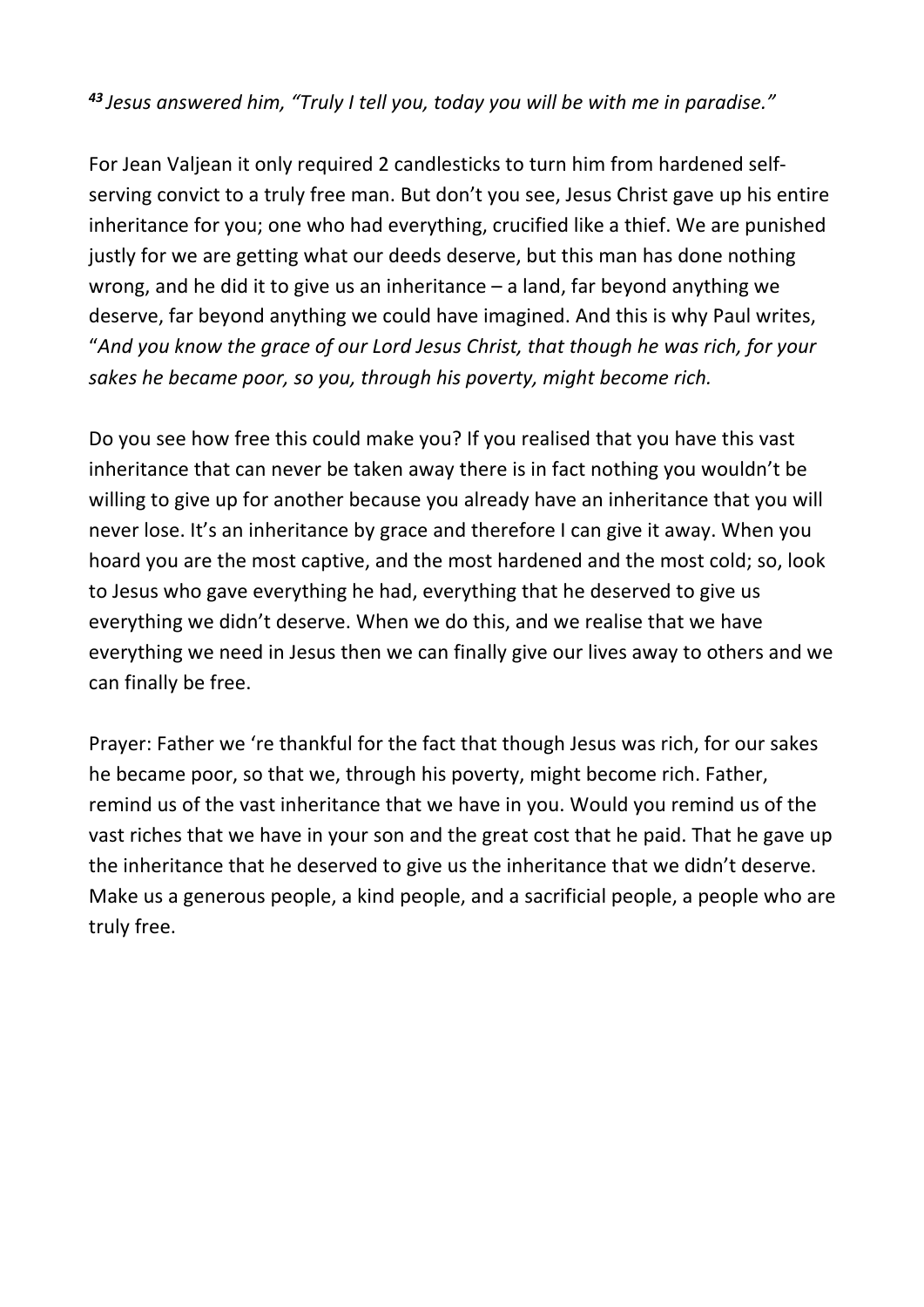*[43] Jesus answered him, "Truly I tell you, today you will be with me in paradise."*

For Jean Valjean it only required 2 candlesticks to turn him from hardened self-serving convict to a truly free man. But don't you see, Jesus Christ gave up his entire inheritance for you; one who had everything, crucified like a thief. We are punished justly for we are getting what our deeds deserve, but this man has done nothing wrong, and he did it to give us an inheritance – a land, far beyond anything we deserve, far beyond anything we could have imagined. And this is why Paul writes, "*And you know the grace of our Lord Jesus Christ, that though he was rich, for your sakes he became poor, so you, through his poverty, might become rich.*

Do you see how free this could make you? If you realised that you have this vast inheritance that can never be taken away there is in fact nothing you wouldn't be willing to give up for another because you already have an inheritance that you will never lose. It's an inheritance by grace and therefore I can give it away. When you hoard you are the most captive, and the most hardened and the most cold; so, look to Jesus who gave everything he had, everything that he deserved to give us everything we didn't deserve. When we do this, and we realise that we have everything we need in Jesus then we can finally give our lives away to others and we can finally be free.

Prayer: Father we 're thankful for the fact that though Jesus was rich, for our sakes he became poor, so that we, through his poverty, might become rich. Father, remind us of the vast inheritance that we have in you. Would you remind us of the vast riches that we have in your son and the great cost that he paid. That he gave up the inheritance that he deserved to give us the inheritance that we didn't deserve. Make us a generous people, a kind people, and a sacrificial people, a people who are truly free.